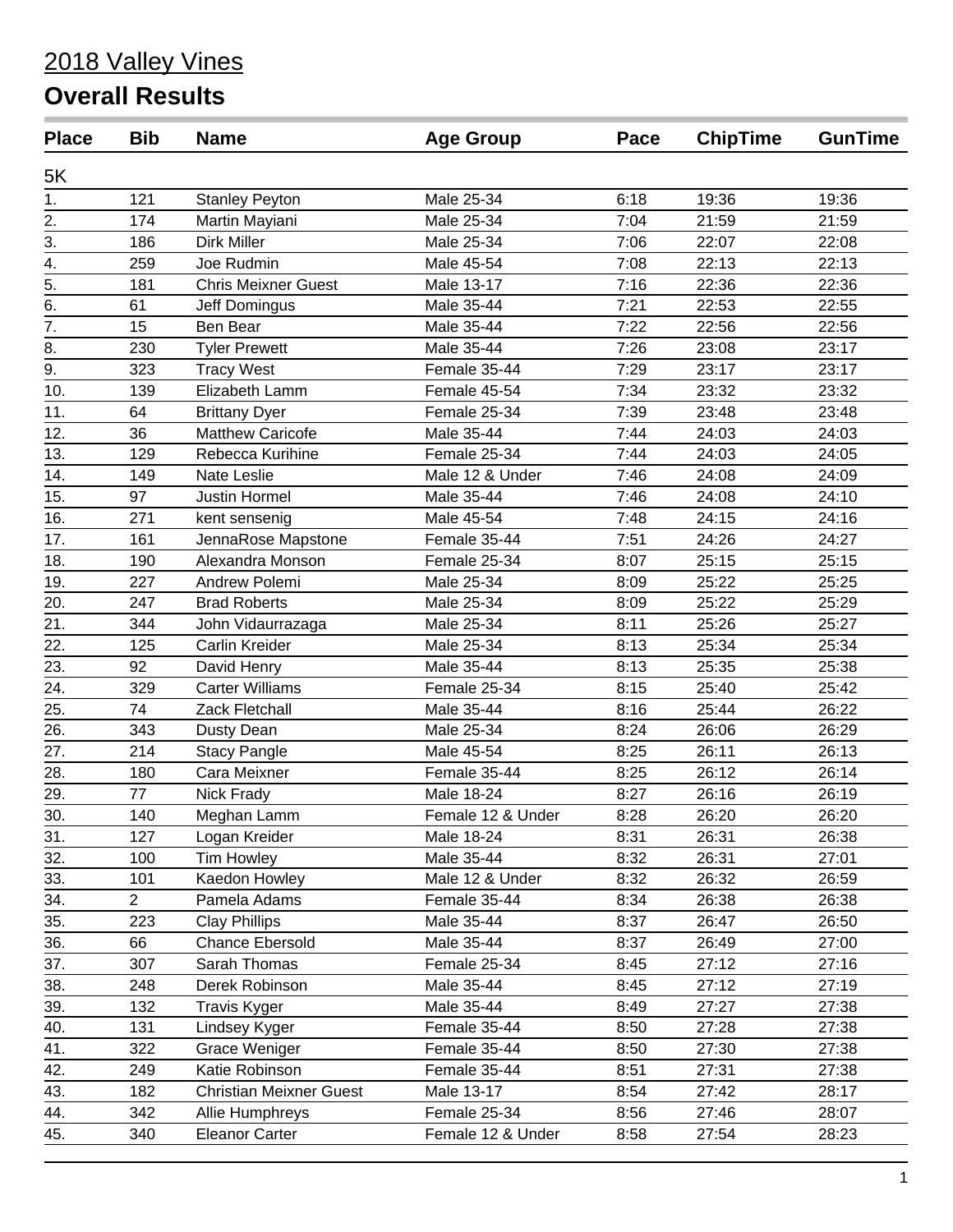# 2018 Valley Vines

## Overall Results

| Place | Bib | Name | Age Group | Pace | ChipTime | GunTime |
|---|---|---|---|---|---|---|
| 5K | | | | | | |
| 1. | 121 | Stanley Peyton | Male 25-34 | 6:18 | 19:36 | 19:36 |
| 2. | 174 | Martin Mayiani | Male 25-34 | 7:04 | 21:59 | 21:59 |
| 3. | 186 | Dirk Miller | Male 25-34 | 7:06 | 22:07 | 22:08 |
| 4. | 259 | Joe Rudmin | Male 45-54 | 7:08 | 22:13 | 22:13 |
| 5. | 181 | Chris Meixner Guest | Male 13-17 | 7:16 | 22:36 | 22:36 |
| 6. | 61 | Jeff Domingus | Male 35-44 | 7:21 | 22:53 | 22:55 |
| 7. | 15 | Ben Bear | Male 35-44 | 7:22 | 22:56 | 22:56 |
| 8. | 230 | Tyler Prewett | Male 35-44 | 7:26 | 23:08 | 23:17 |
| 9. | 323 | Tracy West | Female 35-44 | 7:29 | 23:17 | 23:17 |
| 10. | 139 | Elizabeth Lamm | Female 45-54 | 7:34 | 23:32 | 23:32 |
| 11. | 64 | Brittany Dyer | Female 25-34 | 7:39 | 23:48 | 23:48 |
| 12. | 36 | Matthew Caricofe | Male 35-44 | 7:44 | 24:03 | 24:03 |
| 13. | 129 | Rebecca Kurihine | Female 25-34 | 7:44 | 24:03 | 24:05 |
| 14. | 149 | Nate Leslie | Male 12 & Under | 7:46 | 24:08 | 24:09 |
| 15. | 97 | Justin Hormel | Male 35-44 | 7:46 | 24:08 | 24:10 |
| 16. | 271 | kent sensenig | Male 45-54 | 7:48 | 24:15 | 24:16 |
| 17. | 161 | JennaRose Mapstone | Female 35-44 | 7:51 | 24:26 | 24:27 |
| 18. | 190 | Alexandra Monson | Female 25-34 | 8:07 | 25:15 | 25:15 |
| 19. | 227 | Andrew Polemi | Male 25-34 | 8:09 | 25:22 | 25:25 |
| 20. | 247 | Brad Roberts | Male 25-34 | 8:09 | 25:22 | 25:29 |
| 21. | 344 | John Vidaurrazaga | Male 25-34 | 8:11 | 25:26 | 25:27 |
| 22. | 125 | Carlin Kreider | Male 25-34 | 8:13 | 25:34 | 25:34 |
| 23. | 92 | David Henry | Male 35-44 | 8:13 | 25:35 | 25:38 |
| 24. | 329 | Carter Williams | Female 25-34 | 8:15 | 25:40 | 25:42 |
| 25. | 74 | Zack Fletchall | Male 35-44 | 8:16 | 25:44 | 26:22 |
| 26. | 343 | Dusty Dean | Male 25-34 | 8:24 | 26:06 | 26:29 |
| 27. | 214 | Stacy Pangle | Male 45-54 | 8:25 | 26:11 | 26:13 |
| 28. | 180 | Cara Meixner | Female 35-44 | 8:25 | 26:12 | 26:14 |
| 29. | 77 | Nick Frady | Male 18-24 | 8:27 | 26:16 | 26:19 |
| 30. | 140 | Meghan Lamm | Female 12 & Under | 8:28 | 26:20 | 26:20 |
| 31. | 127 | Logan Kreider | Male 18-24 | 8:31 | 26:31 | 26:38 |
| 32. | 100 | Tim Howley | Male 35-44 | 8:32 | 26:31 | 27:01 |
| 33. | 101 | Kaedon Howley | Male 12 & Under | 8:32 | 26:32 | 26:59 |
| 34. | 2 | Pamela Adams | Female 35-44 | 8:34 | 26:38 | 26:38 |
| 35. | 223 | Clay Phillips | Male 35-44 | 8:37 | 26:47 | 26:50 |
| 36. | 66 | Chance Ebersold | Male 35-44 | 8:37 | 26:49 | 27:00 |
| 37. | 307 | Sarah Thomas | Female 25-34 | 8:45 | 27:12 | 27:16 |
| 38. | 248 | Derek Robinson | Male 35-44 | 8:45 | 27:12 | 27:19 |
| 39. | 132 | Travis Kyger | Male 35-44 | 8:49 | 27:27 | 27:38 |
| 40. | 131 | Lindsey Kyger | Female 35-44 | 8:50 | 27:28 | 27:38 |
| 41. | 322 | Grace Weniger | Female 35-44 | 8:50 | 27:30 | 27:38 |
| 42. | 249 | Katie Robinson | Female 35-44 | 8:51 | 27:31 | 27:38 |
| 43. | 182 | Christian Meixner Guest | Male 13-17 | 8:54 | 27:42 | 28:17 |
| 44. | 342 | Allie Humphreys | Female 25-34 | 8:56 | 27:46 | 28:07 |
| 45. | 340 | Eleanor Carter | Female 12 & Under | 8:58 | 27:54 | 28:23 |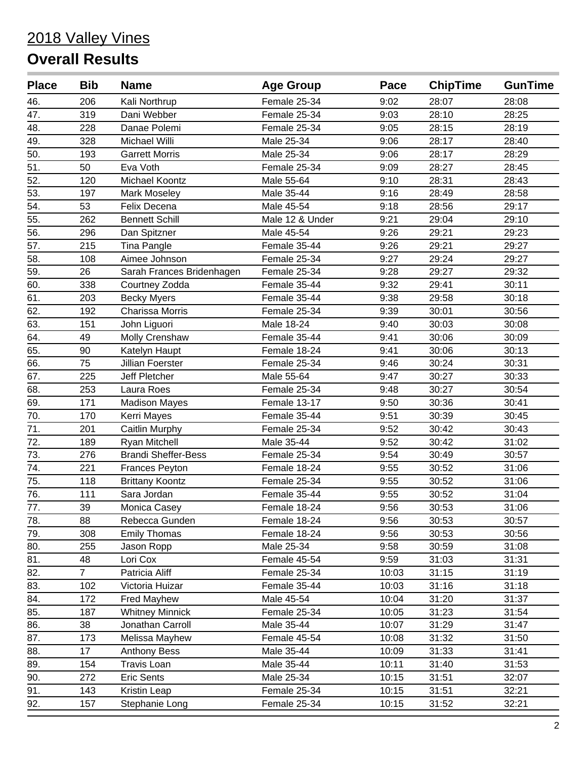2018 Valley Vines

## Overall Results

| Place | Bib | Name | Age Group | Pace | ChipTime | GunTime |
|---|---|---|---|---|---|---|
| 46. | 206 | Kali Northrup | Female 25-34 | 9:02 | 28:07 | 28:08 |
| 47. | 319 | Dani Webber | Female 25-34 | 9:03 | 28:10 | 28:25 |
| 48. | 228 | Danae Polemi | Female 25-34 | 9:05 | 28:15 | 28:19 |
| 49. | 328 | Michael Willi | Male 25-34 | 9:06 | 28:17 | 28:40 |
| 50. | 193 | Garrett Morris | Male 25-34 | 9:06 | 28:17 | 28:29 |
| 51. | 50 | Eva Voth | Female 25-34 | 9:09 | 28:27 | 28:45 |
| 52. | 120 | Michael Koontz | Male 55-64 | 9:10 | 28:31 | 28:43 |
| 53. | 197 | Mark Moseley | Male 35-44 | 9:16 | 28:49 | 28:58 |
| 54. | 53 | Felix Decena | Male 45-54 | 9:18 | 28:56 | 29:17 |
| 55. | 262 | Bennett Schill | Male 12 & Under | 9:21 | 29:04 | 29:10 |
| 56. | 296 | Dan Spitzner | Male 45-54 | 9:26 | 29:21 | 29:23 |
| 57. | 215 | Tina Pangle | Female 35-44 | 9:26 | 29:21 | 29:27 |
| 58. | 108 | Aimee Johnson | Female 25-34 | 9:27 | 29:24 | 29:27 |
| 59. | 26 | Sarah Frances Bridenhagen | Female 25-34 | 9:28 | 29:27 | 29:32 |
| 60. | 338 | Courtney Zodda | Female 35-44 | 9:32 | 29:41 | 30:11 |
| 61. | 203 | Becky Myers | Female 35-44 | 9:38 | 29:58 | 30:18 |
| 62. | 192 | Charissa Morris | Female 25-34 | 9:39 | 30:01 | 30:56 |
| 63. | 151 | John Liguori | Male 18-24 | 9:40 | 30:03 | 30:08 |
| 64. | 49 | Molly Crenshaw | Female 35-44 | 9:41 | 30:06 | 30:09 |
| 65. | 90 | Katelyn Haupt | Female 18-24 | 9:41 | 30:06 | 30:13 |
| 66. | 75 | Jillian Foerster | Female 25-34 | 9:46 | 30:24 | 30:31 |
| 67. | 225 | Jeff Pletcher | Male 55-64 | 9:47 | 30:27 | 30:33 |
| 68. | 253 | Laura Roes | Female 25-34 | 9:48 | 30:27 | 30:54 |
| 69. | 171 | Madison Mayes | Female 13-17 | 9:50 | 30:36 | 30:41 |
| 70. | 170 | Kerri Mayes | Female 35-44 | 9:51 | 30:39 | 30:45 |
| 71. | 201 | Caitlin Murphy | Female 25-34 | 9:52 | 30:42 | 30:43 |
| 72. | 189 | Ryan Mitchell | Male 35-44 | 9:52 | 30:42 | 31:02 |
| 73. | 276 | Brandi Sheffer-Bess | Female 25-34 | 9:54 | 30:49 | 30:57 |
| 74. | 221 | Frances Peyton | Female 18-24 | 9:55 | 30:52 | 31:06 |
| 75. | 118 | Brittany Koontz | Female 25-34 | 9:55 | 30:52 | 31:06 |
| 76. | 111 | Sara Jordan | Female 35-44 | 9:55 | 30:52 | 31:04 |
| 77. | 39 | Monica Casey | Female 18-24 | 9:56 | 30:53 | 31:06 |
| 78. | 88 | Rebecca Gunden | Female 18-24 | 9:56 | 30:53 | 30:57 |
| 79. | 308 | Emily Thomas | Female 18-24 | 9:56 | 30:53 | 30:56 |
| 80. | 255 | Jason Ropp | Male 25-34 | 9:58 | 30:59 | 31:08 |
| 81. | 48 | Lori Cox | Female 45-54 | 9:59 | 31:03 | 31:31 |
| 82. | 7 | Patricia Aliff | Female 25-34 | 10:03 | 31:15 | 31:19 |
| 83. | 102 | Victoria Huizar | Female 35-44 | 10:03 | 31:16 | 31:18 |
| 84. | 172 | Fred Mayhew | Male 45-54 | 10:04 | 31:20 | 31:37 |
| 85. | 187 | Whitney Minnick | Female 25-34 | 10:05 | 31:23 | 31:54 |
| 86. | 38 | Jonathan Carroll | Male 35-44 | 10:07 | 31:29 | 31:47 |
| 87. | 173 | Melissa Mayhew | Female 45-54 | 10:08 | 31:32 | 31:50 |
| 88. | 17 | Anthony Bess | Male 35-44 | 10:09 | 31:33 | 31:41 |
| 89. | 154 | Travis Loan | Male 35-44 | 10:11 | 31:40 | 31:53 |
| 90. | 272 | Eric Sents | Male 25-34 | 10:15 | 31:51 | 32:07 |
| 91. | 143 | Kristin Leap | Female 25-34 | 10:15 | 31:51 | 32:21 |
| 92. | 157 | Stephanie Long | Female 25-34 | 10:15 | 31:52 | 32:21 |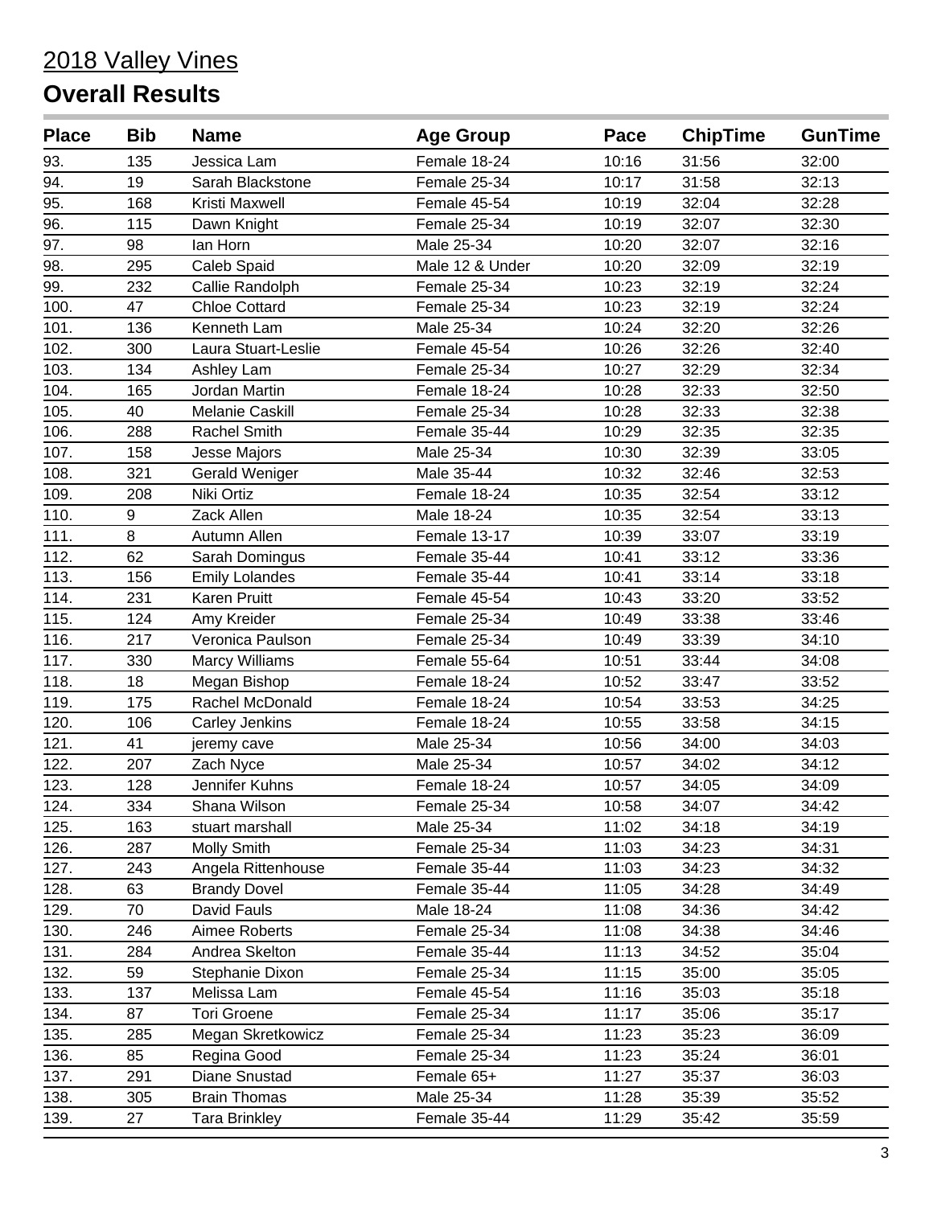# 2018 Valley Vines

## Overall Results

| Place | Bib | Name | Age Group | Pace | ChipTime | GunTime |
|---|---|---|---|---|---|---|
| 93. | 135 | Jessica Lam | Female 18-24 | 10:16 | 31:56 | 32:00 |
| 94. | 19 | Sarah Blackstone | Female 25-34 | 10:17 | 31:58 | 32:13 |
| 95. | 168 | Kristi Maxwell | Female 45-54 | 10:19 | 32:04 | 32:28 |
| 96. | 115 | Dawn Knight | Female 25-34 | 10:19 | 32:07 | 32:30 |
| 97. | 98 | Ian Horn | Male 25-34 | 10:20 | 32:07 | 32:16 |
| 98. | 295 | Caleb Spaid | Male 12 & Under | 10:20 | 32:09 | 32:19 |
| 99. | 232 | Callie Randolph | Female 25-34 | 10:23 | 32:19 | 32:24 |
| 100. | 47 | Chloe Cottard | Female 25-34 | 10:23 | 32:19 | 32:24 |
| 101. | 136 | Kenneth Lam | Male 25-34 | 10:24 | 32:20 | 32:26 |
| 102. | 300 | Laura Stuart-Leslie | Female 45-54 | 10:26 | 32:26 | 32:40 |
| 103. | 134 | Ashley Lam | Female 25-34 | 10:27 | 32:29 | 32:34 |
| 104. | 165 | Jordan Martin | Female 18-24 | 10:28 | 32:33 | 32:50 |
| 105. | 40 | Melanie Caskill | Female 25-34 | 10:28 | 32:33 | 32:38 |
| 106. | 288 | Rachel Smith | Female 35-44 | 10:29 | 32:35 | 32:35 |
| 107. | 158 | Jesse Majors | Male 25-34 | 10:30 | 32:39 | 33:05 |
| 108. | 321 | Gerald Weniger | Male 35-44 | 10:32 | 32:46 | 32:53 |
| 109. | 208 | Niki Ortiz | Female 18-24 | 10:35 | 32:54 | 33:12 |
| 110. | 9 | Zack Allen | Male 18-24 | 10:35 | 32:54 | 33:13 |
| 111. | 8 | Autumn Allen | Female 13-17 | 10:39 | 33:07 | 33:19 |
| 112. | 62 | Sarah Domingus | Female 35-44 | 10:41 | 33:12 | 33:36 |
| 113. | 156 | Emily Lolandes | Female 35-44 | 10:41 | 33:14 | 33:18 |
| 114. | 231 | Karen Pruitt | Female 45-54 | 10:43 | 33:20 | 33:52 |
| 115. | 124 | Amy Kreider | Female 25-34 | 10:49 | 33:38 | 33:46 |
| 116. | 217 | Veronica Paulson | Female 25-34 | 10:49 | 33:39 | 34:10 |
| 117. | 330 | Marcy Williams | Female 55-64 | 10:51 | 33:44 | 34:08 |
| 118. | 18 | Megan Bishop | Female 18-24 | 10:52 | 33:47 | 33:52 |
| 119. | 175 | Rachel McDonald | Female 18-24 | 10:54 | 33:53 | 34:25 |
| 120. | 106 | Carley Jenkins | Female 18-24 | 10:55 | 33:58 | 34:15 |
| 121. | 41 | jeremy cave | Male 25-34 | 10:56 | 34:00 | 34:03 |
| 122. | 207 | Zach Nyce | Male 25-34 | 10:57 | 34:02 | 34:12 |
| 123. | 128 | Jennifer Kuhns | Female 18-24 | 10:57 | 34:05 | 34:09 |
| 124. | 334 | Shana Wilson | Female 25-34 | 10:58 | 34:07 | 34:42 |
| 125. | 163 | stuart marshall | Male 25-34 | 11:02 | 34:18 | 34:19 |
| 126. | 287 | Molly Smith | Female 25-34 | 11:03 | 34:23 | 34:31 |
| 127. | 243 | Angela Rittenhouse | Female 35-44 | 11:03 | 34:23 | 34:32 |
| 128. | 63 | Brandy Dovel | Female 35-44 | 11:05 | 34:28 | 34:49 |
| 129. | 70 | David Fauls | Male 18-24 | 11:08 | 34:36 | 34:42 |
| 130. | 246 | Aimee Roberts | Female 25-34 | 11:08 | 34:38 | 34:46 |
| 131. | 284 | Andrea Skelton | Female 35-44 | 11:13 | 34:52 | 35:04 |
| 132. | 59 | Stephanie Dixon | Female 25-34 | 11:15 | 35:00 | 35:05 |
| 133. | 137 | Melissa Lam | Female 45-54 | 11:16 | 35:03 | 35:18 |
| 134. | 87 | Tori Groene | Female 25-34 | 11:17 | 35:06 | 35:17 |
| 135. | 285 | Megan Skretkowicz | Female 25-34 | 11:23 | 35:23 | 36:09 |
| 136. | 85 | Regina Good | Female 25-34 | 11:23 | 35:24 | 36:01 |
| 137. | 291 | Diane Snustad | Female 65+ | 11:27 | 35:37 | 36:03 |
| 138. | 305 | Brain Thomas | Male 25-34 | 11:28 | 35:39 | 35:52 |
| 139. | 27 | Tara Brinkley | Female 35-44 | 11:29 | 35:42 | 35:59 |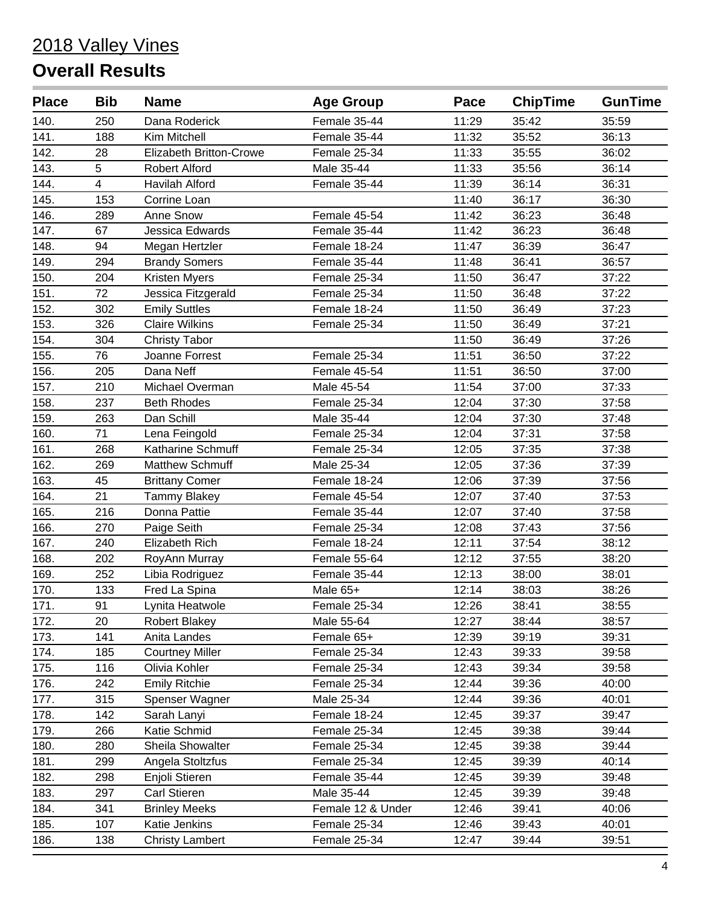# 2018 Valley Vines

## Overall Results

| Place | Bib | Name | Age Group | Pace | ChipTime | GunTime |
|---|---|---|---|---|---|---|
| 140. | 250 | Dana Roderick | Female 35-44 | 11:29 | 35:42 | 35:59 |
| 141. | 188 | Kim Mitchell | Female 35-44 | 11:32 | 35:52 | 36:13 |
| 142. | 28 | Elizabeth Britton-Crowe | Female 25-34 | 11:33 | 35:55 | 36:02 |
| 143. | 5 | Robert Alford | Male 35-44 | 11:33 | 35:56 | 36:14 |
| 144. | 4 | Havilah Alford | Female 35-44 | 11:39 | 36:14 | 36:31 |
| 145. | 153 | Corrine Loan | | 11:40 | 36:17 | 36:30 |
| 146. | 289 | Anne Snow | Female 45-54 | 11:42 | 36:23 | 36:48 |
| 147. | 67 | Jessica Edwards | Female 35-44 | 11:42 | 36:23 | 36:48 |
| 148. | 94 | Megan Hertzler | Female 18-24 | 11:47 | 36:39 | 36:47 |
| 149. | 294 | Brandy Somers | Female 35-44 | 11:48 | 36:41 | 36:57 |
| 150. | 204 | Kristen Myers | Female 25-34 | 11:50 | 36:47 | 37:22 |
| 151. | 72 | Jessica Fitzgerald | Female 25-34 | 11:50 | 36:48 | 37:22 |
| 152. | 302 | Emily Suttles | Female 18-24 | 11:50 | 36:49 | 37:23 |
| 153. | 326 | Claire Wilkins | Female 25-34 | 11:50 | 36:49 | 37:21 |
| 154. | 304 | Christy Tabor | | 11:50 | 36:49 | 37:26 |
| 155. | 76 | Joanne Forrest | Female 25-34 | 11:51 | 36:50 | 37:22 |
| 156. | 205 | Dana Neff | Female 45-54 | 11:51 | 36:50 | 37:00 |
| 157. | 210 | Michael Overman | Male 45-54 | 11:54 | 37:00 | 37:33 |
| 158. | 237 | Beth Rhodes | Female 25-34 | 12:04 | 37:30 | 37:58 |
| 159. | 263 | Dan Schill | Male 35-44 | 12:04 | 37:30 | 37:48 |
| 160. | 71 | Lena Feingold | Female 25-34 | 12:04 | 37:31 | 37:58 |
| 161. | 268 | Katharine Schmuff | Female 25-34 | 12:05 | 37:35 | 37:38 |
| 162. | 269 | Matthew Schmuff | Male 25-34 | 12:05 | 37:36 | 37:39 |
| 163. | 45 | Brittany Comer | Female 18-24 | 12:06 | 37:39 | 37:56 |
| 164. | 21 | Tammy Blakey | Female 45-54 | 12:07 | 37:40 | 37:53 |
| 165. | 216 | Donna Pattie | Female 35-44 | 12:07 | 37:40 | 37:58 |
| 166. | 270 | Paige Seith | Female 25-34 | 12:08 | 37:43 | 37:56 |
| 167. | 240 | Elizabeth Rich | Female 18-24 | 12:11 | 37:54 | 38:12 |
| 168. | 202 | RoyAnn Murray | Female 55-64 | 12:12 | 37:55 | 38:20 |
| 169. | 252 | Libia Rodriguez | Female 35-44 | 12:13 | 38:00 | 38:01 |
| 170. | 133 | Fred La Spina | Male 65+ | 12:14 | 38:03 | 38:26 |
| 171. | 91 | Lynita Heatwole | Female 25-34 | 12:26 | 38:41 | 38:55 |
| 172. | 20 | Robert Blakey | Male 55-64 | 12:27 | 38:44 | 38:57 |
| 173. | 141 | Anita Landes | Female 65+ | 12:39 | 39:19 | 39:31 |
| 174. | 185 | Courtney Miller | Female 25-34 | 12:43 | 39:33 | 39:58 |
| 175. | 116 | Olivia Kohler | Female 25-34 | 12:43 | 39:34 | 39:58 |
| 176. | 242 | Emily Ritchie | Female 25-34 | 12:44 | 39:36 | 40:00 |
| 177. | 315 | Spenser Wagner | Male 25-34 | 12:44 | 39:36 | 40:01 |
| 178. | 142 | Sarah Lanyi | Female 18-24 | 12:45 | 39:37 | 39:47 |
| 179. | 266 | Katie Schmid | Female 25-34 | 12:45 | 39:38 | 39:44 |
| 180. | 280 | Sheila Showalter | Female 25-34 | 12:45 | 39:38 | 39:44 |
| 181. | 299 | Angela Stoltzfus | Female 25-34 | 12:45 | 39:39 | 40:14 |
| 182. | 298 | Enjoli Stieren | Female 35-44 | 12:45 | 39:39 | 39:48 |
| 183. | 297 | Carl Stieren | Male 35-44 | 12:45 | 39:39 | 39:48 |
| 184. | 341 | Brinley Meeks | Female 12 & Under | 12:46 | 39:41 | 40:06 |
| 185. | 107 | Katie Jenkins | Female 25-34 | 12:46 | 39:43 | 40:01 |
| 186. | 138 | Christy Lambert | Female 25-34 | 12:47 | 39:44 | 39:51 |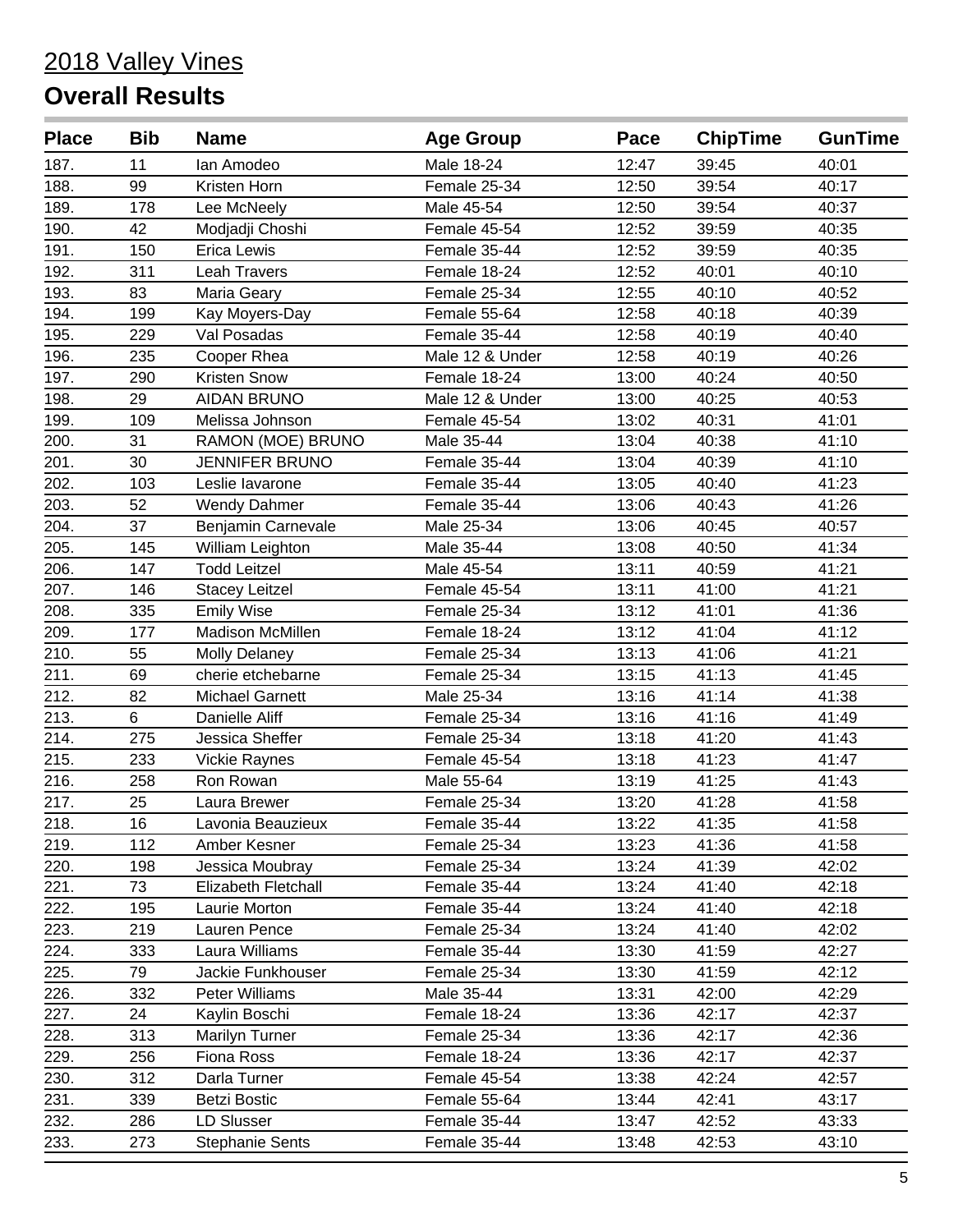# 2018 Valley Vines

## Overall Results

| Place | Bib | Name | Age Group | Pace | ChipTime | GunTime |
|---|---|---|---|---|---|---|
| 187. | 11 | Ian Amodeo | Male 18-24 | 12:47 | 39:45 | 40:01 |
| 188. | 99 | Kristen Horn | Female 25-34 | 12:50 | 39:54 | 40:17 |
| 189. | 178 | Lee McNeely | Male 45-54 | 12:50 | 39:54 | 40:37 |
| 190. | 42 | Modjadji Choshi | Female 45-54 | 12:52 | 39:59 | 40:35 |
| 191. | 150 | Erica Lewis | Female 35-44 | 12:52 | 39:59 | 40:35 |
| 192. | 311 | Leah Travers | Female 18-24 | 12:52 | 40:01 | 40:10 |
| 193. | 83 | Maria Geary | Female 25-34 | 12:55 | 40:10 | 40:52 |
| 194. | 199 | Kay Moyers-Day | Female 55-64 | 12:58 | 40:18 | 40:39 |
| 195. | 229 | Val Posadas | Female 35-44 | 12:58 | 40:19 | 40:40 |
| 196. | 235 | Cooper Rhea | Male 12 & Under | 12:58 | 40:19 | 40:26 |
| 197. | 290 | Kristen Snow | Female 18-24 | 13:00 | 40:24 | 40:50 |
| 198. | 29 | AIDAN BRUNO | Male 12 & Under | 13:00 | 40:25 | 40:53 |
| 199. | 109 | Melissa Johnson | Female 45-54 | 13:02 | 40:31 | 41:01 |
| 200. | 31 | RAMON (MOE) BRUNO | Male 35-44 | 13:04 | 40:38 | 41:10 |
| 201. | 30 | JENNIFER BRUNO | Female 35-44 | 13:04 | 40:39 | 41:10 |
| 202. | 103 | Leslie Iavarone | Female 35-44 | 13:05 | 40:40 | 41:23 |
| 203. | 52 | Wendy Dahmer | Female 35-44 | 13:06 | 40:43 | 41:26 |
| 204. | 37 | Benjamin Carnevale | Male 25-34 | 13:06 | 40:45 | 40:57 |
| 205. | 145 | William Leighton | Male 35-44 | 13:08 | 40:50 | 41:34 |
| 206. | 147 | Todd Leitzel | Male 45-54 | 13:11 | 40:59 | 41:21 |
| 207. | 146 | Stacey Leitzel | Female 45-54 | 13:11 | 41:00 | 41:21 |
| 208. | 335 | Emily Wise | Female 25-34 | 13:12 | 41:01 | 41:36 |
| 209. | 177 | Madison McMillen | Female 18-24 | 13:12 | 41:04 | 41:12 |
| 210. | 55 | Molly Delaney | Female 25-34 | 13:13 | 41:06 | 41:21 |
| 211. | 69 | cherie etchebarne | Female 25-34 | 13:15 | 41:13 | 41:45 |
| 212. | 82 | Michael Garnett | Male 25-34 | 13:16 | 41:14 | 41:38 |
| 213. | 6 | Danielle Aliff | Female 25-34 | 13:16 | 41:16 | 41:49 |
| 214. | 275 | Jessica Sheffer | Female 25-34 | 13:18 | 41:20 | 41:43 |
| 215. | 233 | Vickie Raynes | Female 45-54 | 13:18 | 41:23 | 41:47 |
| 216. | 258 | Ron Rowan | Male 55-64 | 13:19 | 41:25 | 41:43 |
| 217. | 25 | Laura Brewer | Female 25-34 | 13:20 | 41:28 | 41:58 |
| 218. | 16 | Lavonia Beauzieux | Female 35-44 | 13:22 | 41:35 | 41:58 |
| 219. | 112 | Amber Kesner | Female 25-34 | 13:23 | 41:36 | 41:58 |
| 220. | 198 | Jessica Moubray | Female 25-34 | 13:24 | 41:39 | 42:02 |
| 221. | 73 | Elizabeth Fletchall | Female 35-44 | 13:24 | 41:40 | 42:18 |
| 222. | 195 | Laurie Morton | Female 35-44 | 13:24 | 41:40 | 42:18 |
| 223. | 219 | Lauren Pence | Female 25-34 | 13:24 | 41:40 | 42:02 |
| 224. | 333 | Laura Williams | Female 35-44 | 13:30 | 41:59 | 42:27 |
| 225. | 79 | Jackie Funkhouser | Female 25-34 | 13:30 | 41:59 | 42:12 |
| 226. | 332 | Peter Williams | Male 35-44 | 13:31 | 42:00 | 42:29 |
| 227. | 24 | Kaylin Boschi | Female 18-24 | 13:36 | 42:17 | 42:37 |
| 228. | 313 | Marilyn Turner | Female 25-34 | 13:36 | 42:17 | 42:36 |
| 229. | 256 | Fiona Ross | Female 18-24 | 13:36 | 42:17 | 42:37 |
| 230. | 312 | Darla Turner | Female 45-54 | 13:38 | 42:24 | 42:57 |
| 231. | 339 | Betzi Bostic | Female 55-64 | 13:44 | 42:41 | 43:17 |
| 232. | 286 | LD Slusser | Female 35-44 | 13:47 | 42:52 | 43:33 |
| 233. | 273 | Stephanie Sents | Female 35-44 | 13:48 | 42:53 | 43:10 |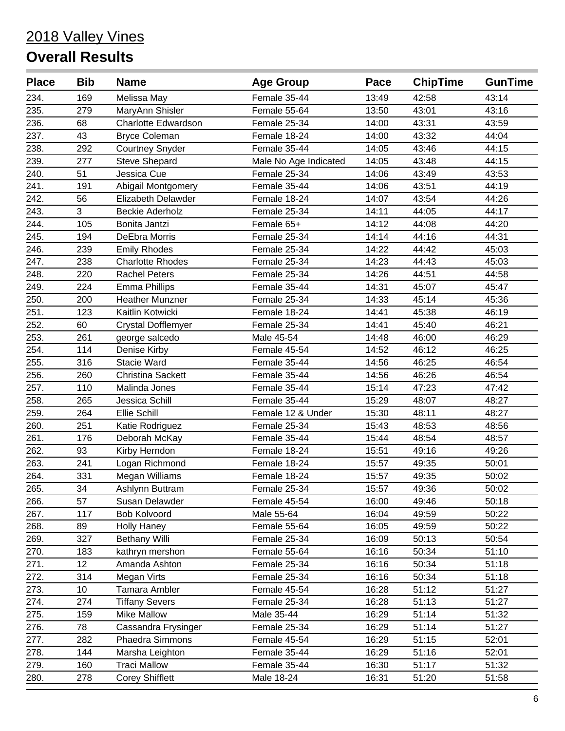# 2018 Valley Vines

## Overall Results

| Place | Bib | Name | Age Group | Pace | ChipTime | GunTime |
|---|---|---|---|---|---|---|
| 234. | 169 | Melissa May | Female 35-44 | 13:49 | 42:58 | 43:14 |
| 235. | 279 | MaryAnn Shisler | Female 55-64 | 13:50 | 43:01 | 43:16 |
| 236. | 68 | Charlotte Edwardson | Female 25-34 | 14:00 | 43:31 | 43:59 |
| 237. | 43 | Bryce Coleman | Female 18-24 | 14:00 | 43:32 | 44:04 |
| 238. | 292 | Courtney Snyder | Female 35-44 | 14:05 | 43:46 | 44:15 |
| 239. | 277 | Steve Shepard | Male No Age Indicated | 14:05 | 43:48 | 44:15 |
| 240. | 51 | Jessica Cue | Female 25-34 | 14:06 | 43:49 | 43:53 |
| 241. | 191 | Abigail Montgomery | Female 35-44 | 14:06 | 43:51 | 44:19 |
| 242. | 56 | Elizabeth Delawder | Female 18-24 | 14:07 | 43:54 | 44:26 |
| 243. | 3 | Beckie Aderholz | Female 25-34 | 14:11 | 44:05 | 44:17 |
| 244. | 105 | Bonita Jantzi | Female 65+ | 14:12 | 44:08 | 44:20 |
| 245. | 194 | DeEbra Morris | Female 25-34 | 14:14 | 44:16 | 44:31 |
| 246. | 239 | Emily Rhodes | Female 25-34 | 14:22 | 44:42 | 45:03 |
| 247. | 238 | Charlotte Rhodes | Female 25-34 | 14:23 | 44:43 | 45:03 |
| 248. | 220 | Rachel Peters | Female 25-34 | 14:26 | 44:51 | 44:58 |
| 249. | 224 | Emma Phillips | Female 35-44 | 14:31 | 45:07 | 45:47 |
| 250. | 200 | Heather Munzner | Female 25-34 | 14:33 | 45:14 | 45:36 |
| 251. | 123 | Kaitlin Kotwicki | Female 18-24 | 14:41 | 45:38 | 46:19 |
| 252. | 60 | Crystal Dofflemyer | Female 25-34 | 14:41 | 45:40 | 46:21 |
| 253. | 261 | george salcedo | Male 45-54 | 14:48 | 46:00 | 46:29 |
| 254. | 114 | Denise Kirby | Female 45-54 | 14:52 | 46:12 | 46:25 |
| 255. | 316 | Stacie Ward | Female 35-44 | 14:56 | 46:25 | 46:54 |
| 256. | 260 | Christina Sackett | Female 35-44 | 14:56 | 46:26 | 46:54 |
| 257. | 110 | Malinda Jones | Female 35-44 | 15:14 | 47:23 | 47:42 |
| 258. | 265 | Jessica Schill | Female 35-44 | 15:29 | 48:07 | 48:27 |
| 259. | 264 | Ellie Schill | Female 12 & Under | 15:30 | 48:11 | 48:27 |
| 260. | 251 | Katie Rodriguez | Female 25-34 | 15:43 | 48:53 | 48:56 |
| 261. | 176 | Deborah McKay | Female 35-44 | 15:44 | 48:54 | 48:57 |
| 262. | 93 | Kirby Herndon | Female 18-24 | 15:51 | 49:16 | 49:26 |
| 263. | 241 | Logan Richmond | Female 18-24 | 15:57 | 49:35 | 50:01 |
| 264. | 331 | Megan Williams | Female 18-24 | 15:57 | 49:35 | 50:02 |
| 265. | 34 | Ashlynn Buttram | Female 25-34 | 15:57 | 49:36 | 50:02 |
| 266. | 57 | Susan Delawder | Female 45-54 | 16:00 | 49:46 | 50:18 |
| 267. | 117 | Bob Kolvoord | Male 55-64 | 16:04 | 49:59 | 50:22 |
| 268. | 89 | Holly Haney | Female 55-64 | 16:05 | 49:59 | 50:22 |
| 269. | 327 | Bethany Willi | Female 25-34 | 16:09 | 50:13 | 50:54 |
| 270. | 183 | kathryn mershon | Female 55-64 | 16:16 | 50:34 | 51:10 |
| 271. | 12 | Amanda Ashton | Female 25-34 | 16:16 | 50:34 | 51:18 |
| 272. | 314 | Megan Virts | Female 25-34 | 16:16 | 50:34 | 51:18 |
| 273. | 10 | Tamara Ambler | Female 45-54 | 16:28 | 51:12 | 51:27 |
| 274. | 274 | Tiffany Severs | Female 25-34 | 16:28 | 51:13 | 51:27 |
| 275. | 159 | Mike Mallow | Male 35-44 | 16:29 | 51:14 | 51:32 |
| 276. | 78 | Cassandra Frysinger | Female 25-34 | 16:29 | 51:14 | 51:27 |
| 277. | 282 | Phaedra Simmons | Female 45-54 | 16:29 | 51:15 | 52:01 |
| 278. | 144 | Marsha Leighton | Female 35-44 | 16:29 | 51:16 | 52:01 |
| 279. | 160 | Traci Mallow | Female 35-44 | 16:30 | 51:17 | 51:32 |
| 280. | 278 | Corey Shifflett | Male 18-24 | 16:31 | 51:20 | 51:58 |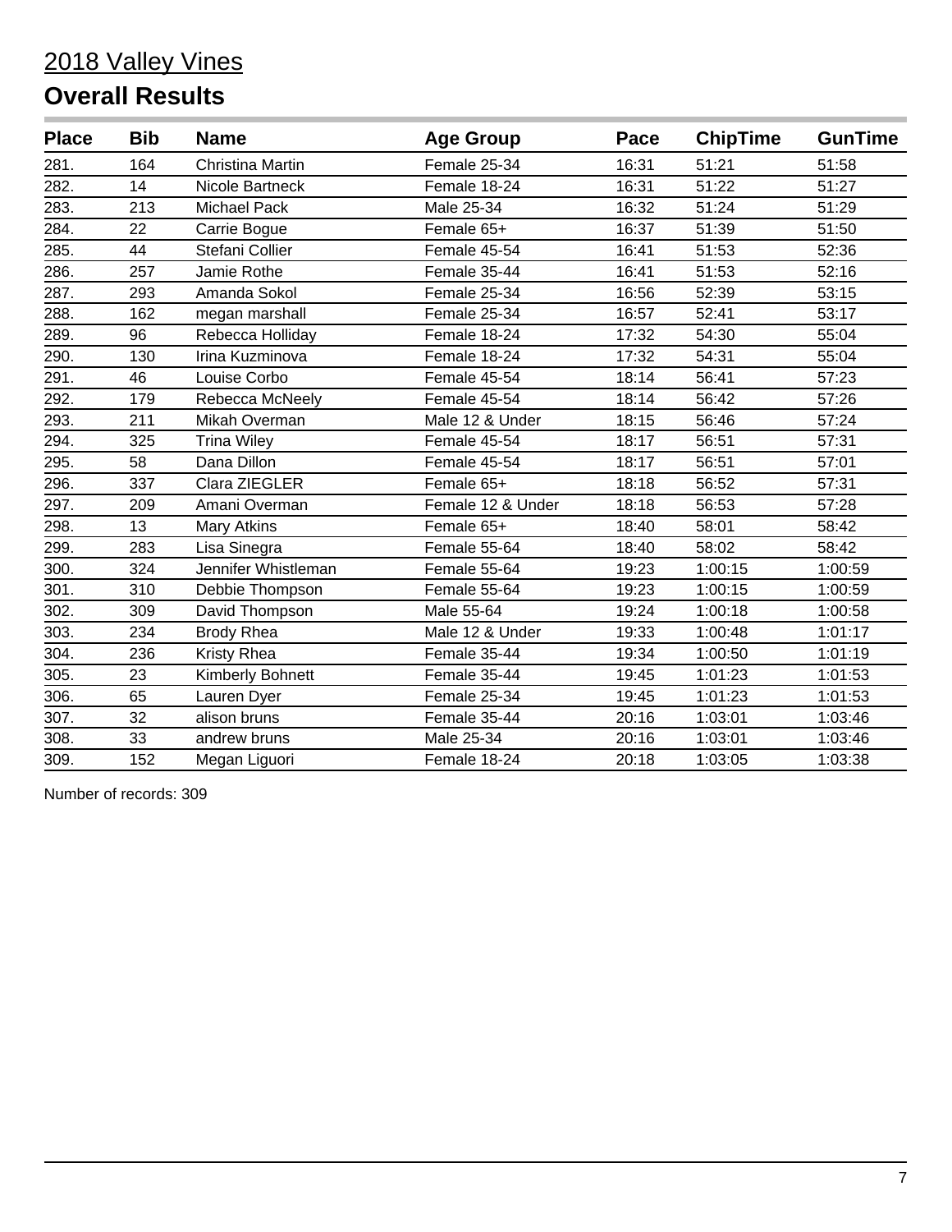# 2018 Valley Vines

## Overall Results

| Place | Bib | Name | Age Group | Pace | ChipTime | GunTime |
|---|---|---|---|---|---|---|
| 281. | 164 | Christina Martin | Female 25-34 | 16:31 | 51:21 | 51:58 |
| 282. | 14 | Nicole Bartneck | Female 18-24 | 16:31 | 51:22 | 51:27 |
| 283. | 213 | Michael Pack | Male 25-34 | 16:32 | 51:24 | 51:29 |
| 284. | 22 | Carrie Bogue | Female 65+ | 16:37 | 51:39 | 51:50 |
| 285. | 44 | Stefani Collier | Female 45-54 | 16:41 | 51:53 | 52:36 |
| 286. | 257 | Jamie Rothe | Female 35-44 | 16:41 | 51:53 | 52:16 |
| 287. | 293 | Amanda Sokol | Female 25-34 | 16:56 | 52:39 | 53:15 |
| 288. | 162 | megan marshall | Female 25-34 | 16:57 | 52:41 | 53:17 |
| 289. | 96 | Rebecca Holliday | Female 18-24 | 17:32 | 54:30 | 55:04 |
| 290. | 130 | Irina Kuzminova | Female 18-24 | 17:32 | 54:31 | 55:04 |
| 291. | 46 | Louise Corbo | Female 45-54 | 18:14 | 56:41 | 57:23 |
| 292. | 179 | Rebecca McNeely | Female 45-54 | 18:14 | 56:42 | 57:26 |
| 293. | 211 | Mikah Overman | Male 12 & Under | 18:15 | 56:46 | 57:24 |
| 294. | 325 | Trina Wiley | Female 45-54 | 18:17 | 56:51 | 57:31 |
| 295. | 58 | Dana Dillon | Female 45-54 | 18:17 | 56:51 | 57:01 |
| 296. | 337 | Clara ZIEGLER | Female 65+ | 18:18 | 56:52 | 57:31 |
| 297. | 209 | Amani Overman | Female 12 & Under | 18:18 | 56:53 | 57:28 |
| 298. | 13 | Mary Atkins | Female 65+ | 18:40 | 58:01 | 58:42 |
| 299. | 283 | Lisa Sinegra | Female 55-64 | 18:40 | 58:02 | 58:42 |
| 300. | 324 | Jennifer Whistleman | Female 55-64 | 19:23 | 1:00:15 | 1:00:59 |
| 301. | 310 | Debbie Thompson | Female 55-64 | 19:23 | 1:00:15 | 1:00:59 |
| 302. | 309 | David Thompson | Male 55-64 | 19:24 | 1:00:18 | 1:00:58 |
| 303. | 234 | Brody Rhea | Male 12 & Under | 19:33 | 1:00:48 | 1:01:17 |
| 304. | 236 | Kristy Rhea | Female 35-44 | 19:34 | 1:00:50 | 1:01:19 |
| 305. | 23 | Kimberly Bohnett | Female 35-44 | 19:45 | 1:01:23 | 1:01:53 |
| 306. | 65 | Lauren Dyer | Female 25-34 | 19:45 | 1:01:23 | 1:01:53 |
| 307. | 32 | alison bruns | Female 35-44 | 20:16 | 1:03:01 | 1:03:46 |
| 308. | 33 | andrew bruns | Male 25-34 | 20:16 | 1:03:01 | 1:03:46 |
| 309. | 152 | Megan Liguori | Female 18-24 | 20:18 | 1:03:05 | 1:03:38 |

Number of records: 309